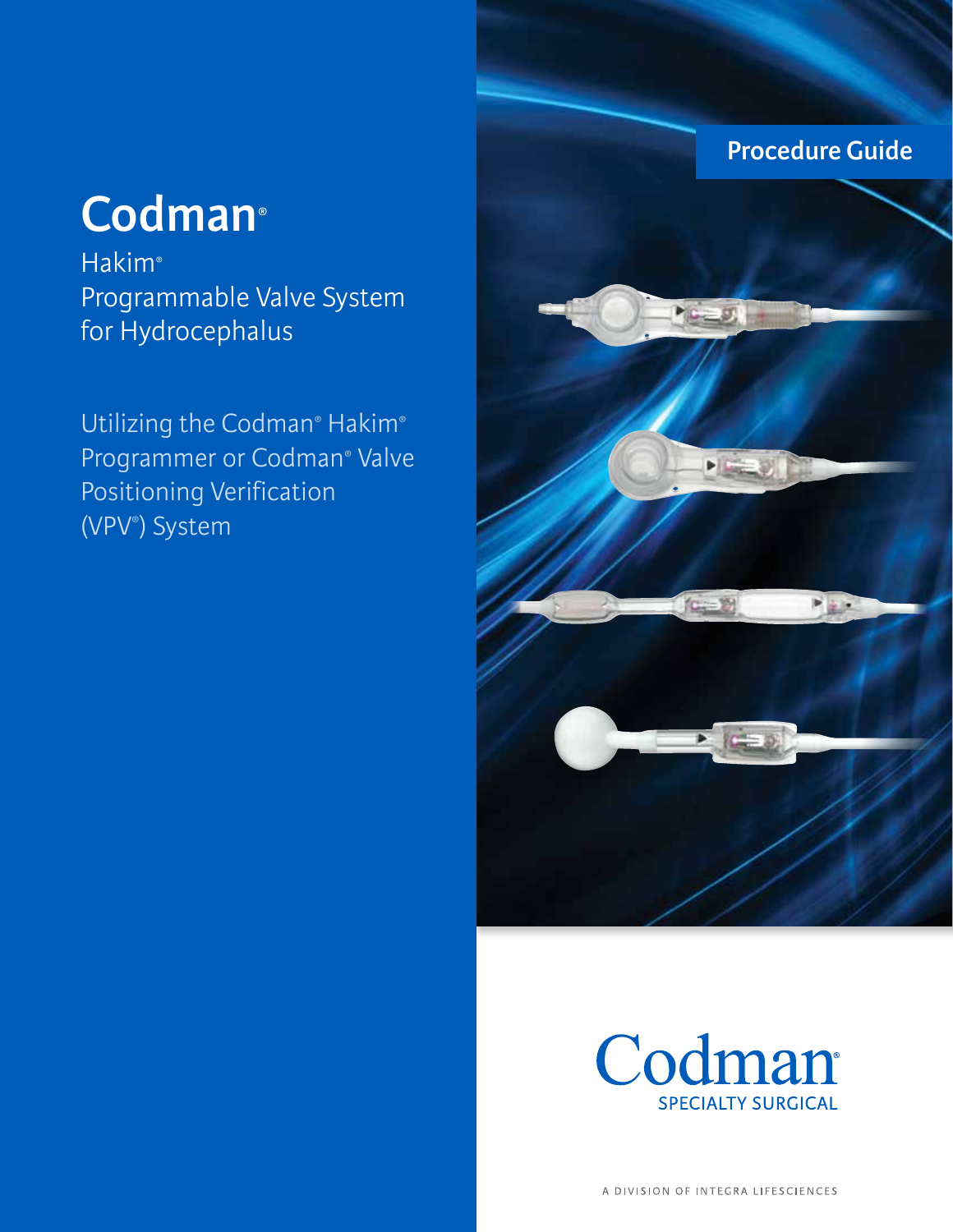Procedure Guide

# Codman®

## Hakim® Programmable Valve System for Hydrocephalus

Utilizing the Codman® Hakim® Programmer or Codman® Valve Positioning Verification (VPV®) System

Codman®

SPECIALTY SURGICAL

A DIVISION OF INTEGRA LIFESCIENCES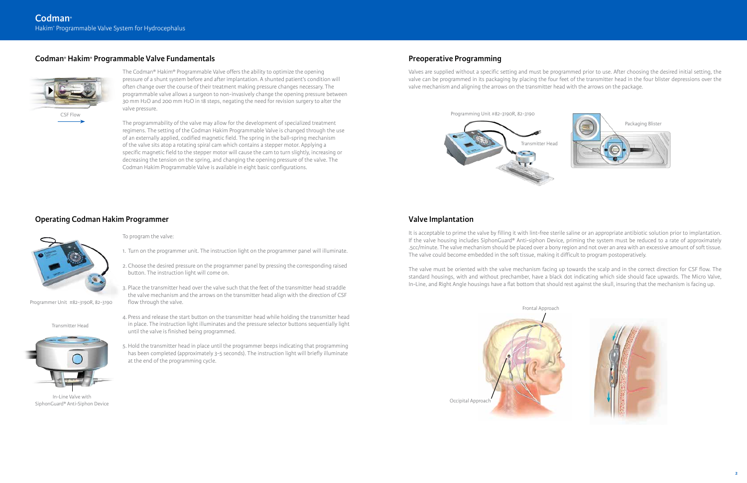## Codman® Hakim® Programmable Valve Fundamentals

CSF Flow

The Codman® Hakim® Programmable Valve offers the ability to optimize the opening pressure of a shunt system before and after implantation. A shunted patient's condition will often change over the course of their treatment making pressure changes necessary. The programmable valve allows a surgeon to non-invasively change the opening pressure between 30 mm $H_2O$ and 200 mm $H_2O$ in 18 steps, negating the need for revision surgery to alter the valve pressure.

The programmability of the valve may allow for the development of specialized treatment regimens. The setting of the Codman Hakim Programmable Valve is changed through the use of an externally applied, codified magnetic field. The spring in the ball-spring mechanism of the valve sits atop a rotating spiral cam which contains a stepper motor. Applying a specific magnetic field to the stepper motor will cause the cam to turn slightly, increasing or decreasing the tension on the spring, and changing the opening pressure of the valve. The Codman Hakim Programmable Valve is available in eight basic configurations.

## Operating Codman Hakim Programmer

Programmer Unit #82-3190R, 82-3190

Transmitter Head

In-Line Valve with SiphonGuard® Anti-Siphon Device

To program the valve:

1. Turn on the programmer unit. The instruction light on the programmer panel will illuminate.
2. Choose the desired pressure on the programmer panel by pressing the corresponding raised button. The instruction light will come on.
3. Place the transmitter head over the valve such that the feet of the transmitter head straddle the valve mechanism and the arrows on the transmitter head align with the direction of CSF flow through the valve.
4. Press and release the start button on the transmitter head while holding the transmitter head in place. The instruction light illuminates and the pressure selector buttons sequentially light until the valve is finished being programmed.
5. Hold the transmitter head in place until the programmer beeps indicating that programming has been completed (approximately 3-5 seconds). The instruction light will briefly illuminate at the end of the programming cycle.

## Preoperative Programming

Valves are supplied without a specific setting and must be programmed prior to use. After choosing the desired initial setting, the valve can be programmed in its packaging by placing the four feet of the transmitter head in the four blister depressions over the valve mechanism and aligning the arrows on the transmitter head with the arrows on the package.

Programming Unit #82-3190R, 82-3190

Transmitter Head

Packaging Blister

## Valve Implantation

It is acceptable to prime the valve by filling it with lint-free sterile saline or an appropriate antibiotic solution prior to implantation. If the valve housing includes SiphonGuard® Anti-siphon Device, priming the system must be reduced to a rate of approximately .5cc/minute. The valve mechanism should be placed over a bony region and not over an area with an excessive amount of soft tissue. The valve could become embedded in the soft tissue, making it difficult to program postoperatively.

The valve must be oriented with the valve mechanism facing up towards the scalp and in the correct direction for CSF flow. The standard housings, with and without prechamber, have a black dot indicating which side should face upwards. The Micro Valve, In-Line, and Right Angle housings have a flat bottom that should rest against the skull, insuring that the mechanism is facing up.

Frontal Approach

Occipital Approach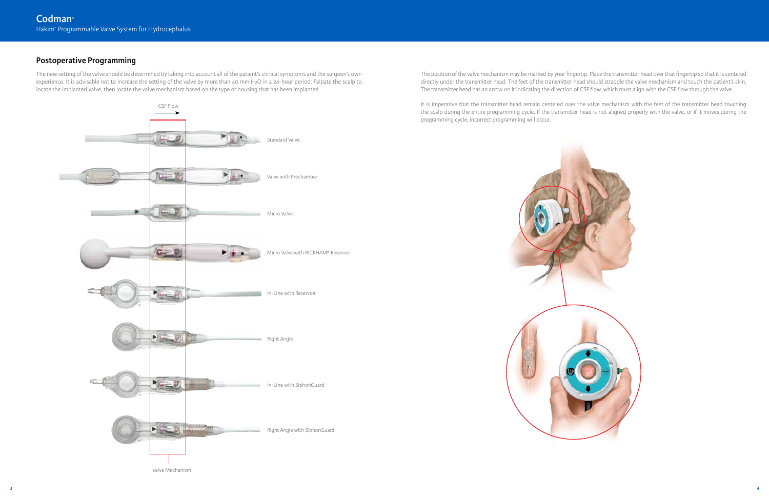## Postoperative Programming

The new setting of the valve should be determined by taking into account all of the patient's clinical symptoms and the surgeon's own experience. It is advisable not to increase the setting of the valve by more than 40 mm $H_2O$ in a 24-hour period. Palpate the scalp to locate the implanted valve, then locate the valve mechanism based on the type of housing that has been implanted.

CSF Flow

Standard Valve

Valve with Prechamber

Micro Valve

Micro Valve with RICKHAM® Reservoir

In-Line with Reservoir

Right Angle

In-Line with SiphonGuard

Right Angle with SiphonGuard

Valve Mechanism

The position of the valve mechanism may be marked by your fingertip. Place the transmitter head over that fingertip so that it is centered directly under the transmitter head. The feet of the transmitter head should straddle the valve mechanism and touch the patient's skin. The transmitter head has an arrow on it indicating the direction of CSF flow, which must align with the CSF flow through the valve.

It is imperative that the transmitter head remain centered over the valve mechanism with the feet of the transmitter head touching the scalp during the entire programming cycle. If the transmitter head is not aligned properly with the valve, or if it moves during the programming cycle, incorrect programming will occur.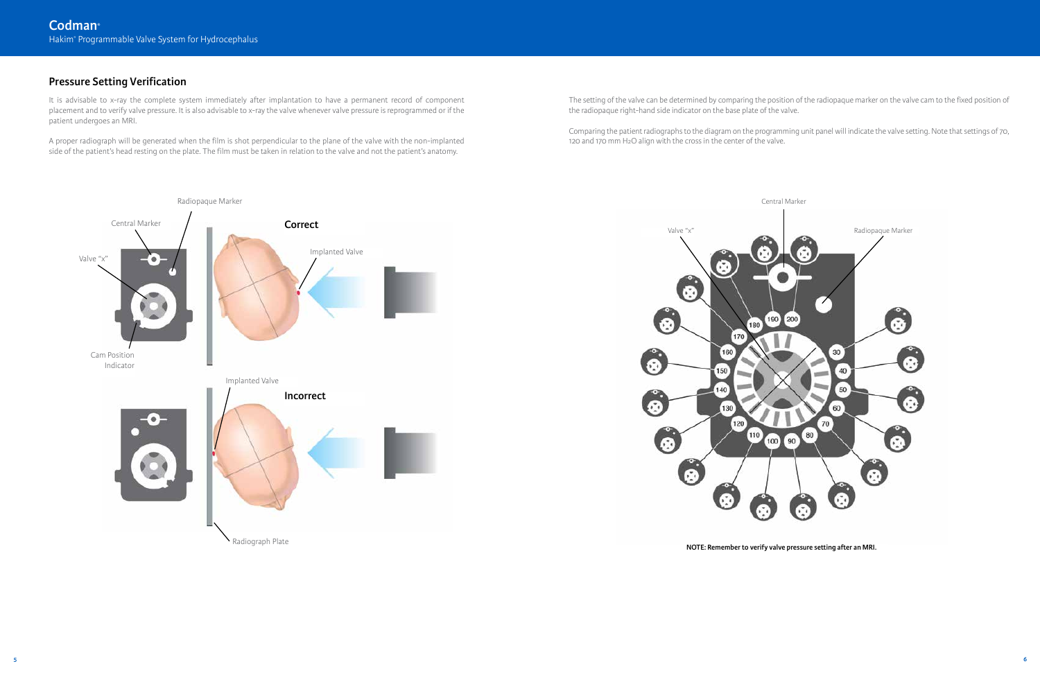## Pressure Setting Verification

It is advisable to x-ray the complete system immediately after implantation to have a permanent record of component placement and to verify valve pressure. It is also advisable to x-ray the valve whenever valve pressure is reprogrammed or if the patient undergoes an MRI.

A proper radiograph will be generated when the film is shot perpendicular to the plane of the valve with the non-implanted side of the patient's head resting on the plate. The film must be taken in relation to the valve and not the patient's anatomy.

Radiopaque Marker

Central Marker

Valve "x"

Cam Position Indicator

**Correct**

Implanted Valve

Implanted Valve

**Incorrect**

Radiograph Plate

The setting of the valve can be determined by comparing the position of the radiopaque marker on the valve cam to the fixed position of the radiopaque right-hand side indicator on the base plate of the valve.

Comparing the patient radiographs to the diagram on the programming unit panel will indicate the valve setting. Note that settings of 70, 120 and 170 mm $H_2O$ align with the cross in the center of the valve.

Central Marker

Valve "x"

Radiopaque Marker

**NOTE: Remember to verify valve pressure setting after an MRI.**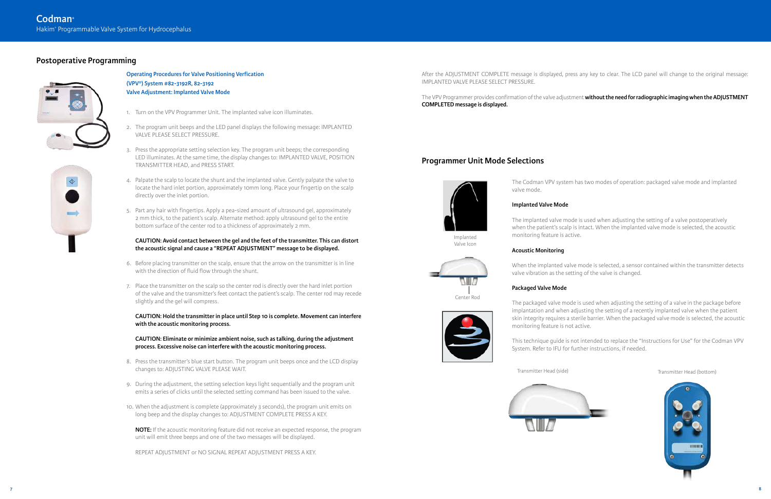## Postoperative Programming

**Operating Procedures for Valve Positioning Verfication (VPV®) System #82-3192R, 82-3192**
**Valve Adjustment: Implanted Valve Mode**

1. Turn on the VPV Programmer Unit. The implanted valve icon illuminates.
2. The program unit beeps and the LED panel displays the following message: IMPLANTED VALVE PLEASE SELECT PRESSURE.
3. Press the appropriate setting selection key. The program unit beeps; the corresponding LED illuminates. At the same time, the display changes to: IMPLANTED VALVE, POSITION TRANSMITTER HEAD, and PRESS START.
4. Palpate the scalp to locate the shunt and the implanted valve. Gently palpate the valve to locate the hard inlet portion, approximately 10mm long. Place your fingertip on the scalp directly over the inlet portion.
5. Part any hair with fingertips. Apply a pea-sized amount of ultrasound gel, approximately 2 mm thick, to the patient's scalp. Alternate method: apply ultrasound gel to the entire bottom surface of the center rod to a thickness of approximately 2 mm.

   **CAUTION: Avoid contact between the gel and the feet of the transmitter. This can distort the acoustic signal and cause a "REPEAT ADJUSTMENT" message to be displayed.**

6. Before placing transmitter on the scalp, ensure that the arrow on the transmitter is in line with the direction of fluid flow through the shunt.
7. Place the transmitter on the scalp so the center rod is directly over the hard inlet portion of the valve and the transmitter's feet contact the patient's scalp. The center rod may recede slightly and the gel will compress.

   **CAUTION: Hold the transmitter in place until Step 10 is complete. Movement can interfere with the acoustic monitoring process.**

   **CAUTION: Eliminate or minimize ambient noise, such as talking, during the adjustment process. Excessive noise can interfere with the acoustic monitoring process.**

8. Press the transmitter's blue start button. The program unit beeps once and the LCD display changes to: ADJUSTING VALVE PLEASE WAIT.
9. During the adjustment, the setting selection keys light sequentially and the program unit emits a series of clicks until the selected setting command has been issued to the valve.
10. When the adjustment is complete (approximately 3 seconds), the program unit emits on long beep and the display changes to: ADJUSTMENT COMPLETE PRESS A KEY.

    **NOTE:** If the acoustic monitoring feature did not receive an expected response, the program unit will emit three beeps and one of the two messages will be displayed.

    REPEAT ADJUSTMENT or NO SIGNAL REPEAT ADJUSTMENT PRESS A KEY.

After the ADJUSTMENT COMPLETE message is displayed, press any key to clear. The LCD panel will change to the original message: IMPLANTED VALVE PLEASE SELECT PRESSURE.

The VPV Programmer provides confirmation of the valve adjustment **without the need for radiographic imaging when the ADJUSTMENT COMPLETED message is displayed.**

## Programmer Unit Mode Selections

Implanted Valve Icon

Center Rod

The Codman VPV system has two modes of operation: packaged valve mode and implanted valve mode.

**Implanted Valve Mode**

The implanted valve mode is used when adjusting the setting of a valve postoperatively when the patient's scalp is intact. When the implanted valve mode is selected, the acoustic monitoring feature is active.

**Acoustic Monitoring**

When the implanted valve mode is selected, a sensor contained within the transmitter detects valve vibration as the setting of the valve is changed.

**Packaged Valve Mode**

The packaged valve mode is used when adjusting the setting of a valve in the package before implantation and when adjusting the setting of a recently implanted valve when the patient skin integrity requires a sterile barrier. When the packaged valve mode is selected, the acoustic monitoring feature is not active.

This technique guide is not intended to replace the "Instructions for Use" for the Codman VPV System. Refer to IFU for further instructions, if needed.

Transmitter Head (side)

Transmitter Head (bottom)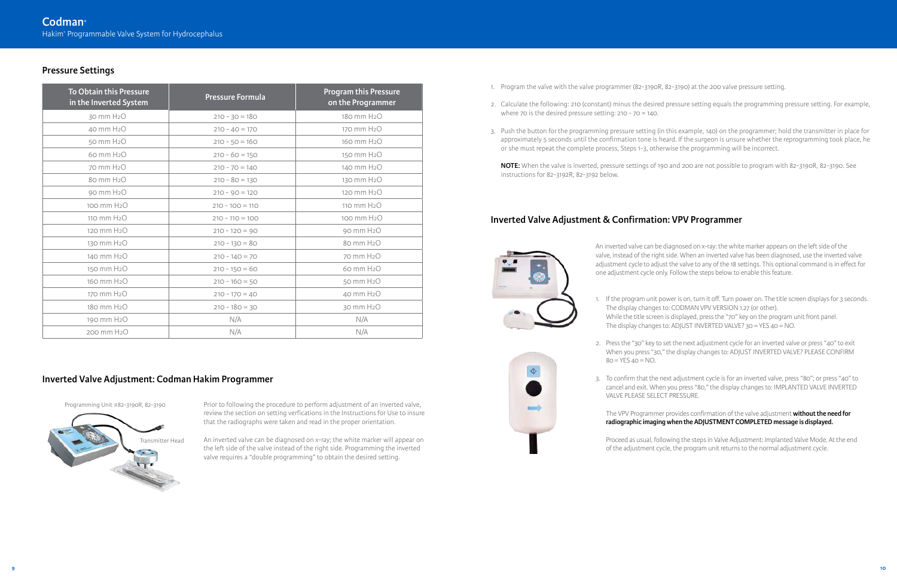## Pressure Settings

| To Obtain this Pressure in the Inverted System | Pressure Formula | Program this Pressure on the Programmer |
|---|---|---|
| 30 mm $H_2O$ | 210 - 30 = 180 | 180 mm $H_2O$ |
| 40 mm $H_2O$ | 210 - 40 = 170 | 170 mm $H_2O$ |
| 50 mm $H_2O$ | 210 - 50 = 160 | 160 mm $H_2O$ |
| 60 mm $H_2O$ | 210 - 60 = 150 | 150 mm $H_2O$ |
| 70 mm $H_2O$ | 210 - 70 = 140 | 140 mm $H_2O$ |
| 80 mm $H_2O$ | 210 - 80 = 130 | 130 mm $H_2O$ |
| 90 mm $H_2O$ | 210 - 90 = 120 | 120 mm $H_2O$ |
| 100 mm $H_2O$ | 210 - 100 = 110 | 110 mm $H_2O$ |
| 110 mm $H_2O$ | 210 - 110 = 100 | 100 mm $H_2O$ |
| 120 mm $H_2O$ | 210 - 120 = 90 | 90 mm $H_2O$ |
| 130 mm $H_2O$ | 210 - 130 = 80 | 80 mm $H_2O$ |
| 140 mm $H_2O$ | 210 - 140 = 70 | 70 mm $H_2O$ |
| 150 mm $H_2O$ | 210 - 150 = 60 | 60 mm $H_2O$ |
| 160 mm $H_2O$ | 210 - 160 = 50 | 50 mm $H_2O$ |
| 170 mm $H_2O$ | 210 - 170 = 40 | 40 mm $H_2O$ |
| 180 mm $H_2O$ | 210 - 180 = 30 | 30 mm $H_2O$ |
| 190 mm $H_2O$ | N/A | N/A |
| 200 mm $H_2O$ | N/A | N/A |

## Inverted Valve Adjustment: Codman Hakim Programmer

Programming Unit #82-3190R, 82-3190

Transmitter Head

Prior to following the procedure to perform adjustment of an inverted valve, review the section on setting verfications in the Instructions for Use to insure that the radiographs were taken and read in the proper orientation.

An inverted valve can be diagnosed on x-ray; the white marker will appear on the left side of the valve instead of the right side. Programming the inverted valve requires a "double programming" to obtain the desired setting.

1. Program the valve with the valve programmer (82-3190R, 82-3190) at the 200 valve pressure setting.
2. Calculate the following: 210 (constant) minus the desired pressure setting equals the programming pressure setting. For example, where 70 is the desired pressure setting: 210 - 70 = 140.
3. Push the button for the programming pressure setting (in this example, 140) on the programmer; hold the transmitter in place for approximately 5 seconds until the confirmation tone is heard. If the surgeon is unsure whether the reprogramming took place, he or she must repeat the complete process, Steps 1-3, otherwise the programming will be incorrect.

**NOTE:** When the valve is inverted, pressure settings of 190 and 200 are not possible to program with 82-3190R, 82-3190. See instructions for 82-3192R, 82-3192 below.

## Inverted Valve Adjustment & Confirmation: VPV Programmer

An inverted valve can be diagnosed on x-ray: the white marker appears on the left side of the valve, instead of the right side. When an inverted valve has been diagnosed, use the inverted valve adjustment cycle to adjust the valve to any of the 18 settings. This optional command is in effect for one adjustment cycle only. Follow the steps below to enable this feature.

1. If the program unit power is on, turn it off. Turn power on. The title screen displays for 3 seconds. The display changes to: CODMAN VPV VERSION 1.27 (or other). While the title screen is displayed, press the "70" key on the program unit front panel. The display changes to: ADJUST INVERTED VALVE? 30 = YES 40 = NO.
2. Press the "30" key to set the next adjustment cycle for an inverted valve or press "40" to exit When you press "30," the display changes to: ADJUST INVERTED VALVE? PLEASE CONFIRM 80 = YES 40 = NO.
3. To confirm that the next adjustment cycle is for an inverted valve, press "80"; or press "40" to cancel and exit. When you press "80," the display changes to: IMPLANTED VALVE INVERTED VALVE PLEASE SELECT PRESSURE.

   The VPV Programmer provides confirmation of the valve adjustment **without the need for radiographic imaging when the ADJUSTMENT COMPLETED message is displayed.**

   Proceed as usual, following the steps in Valve Adjustment: Implanted Valve Mode. At the end of the adjustment cycle, the program unit returns to the normal adjustment cycle.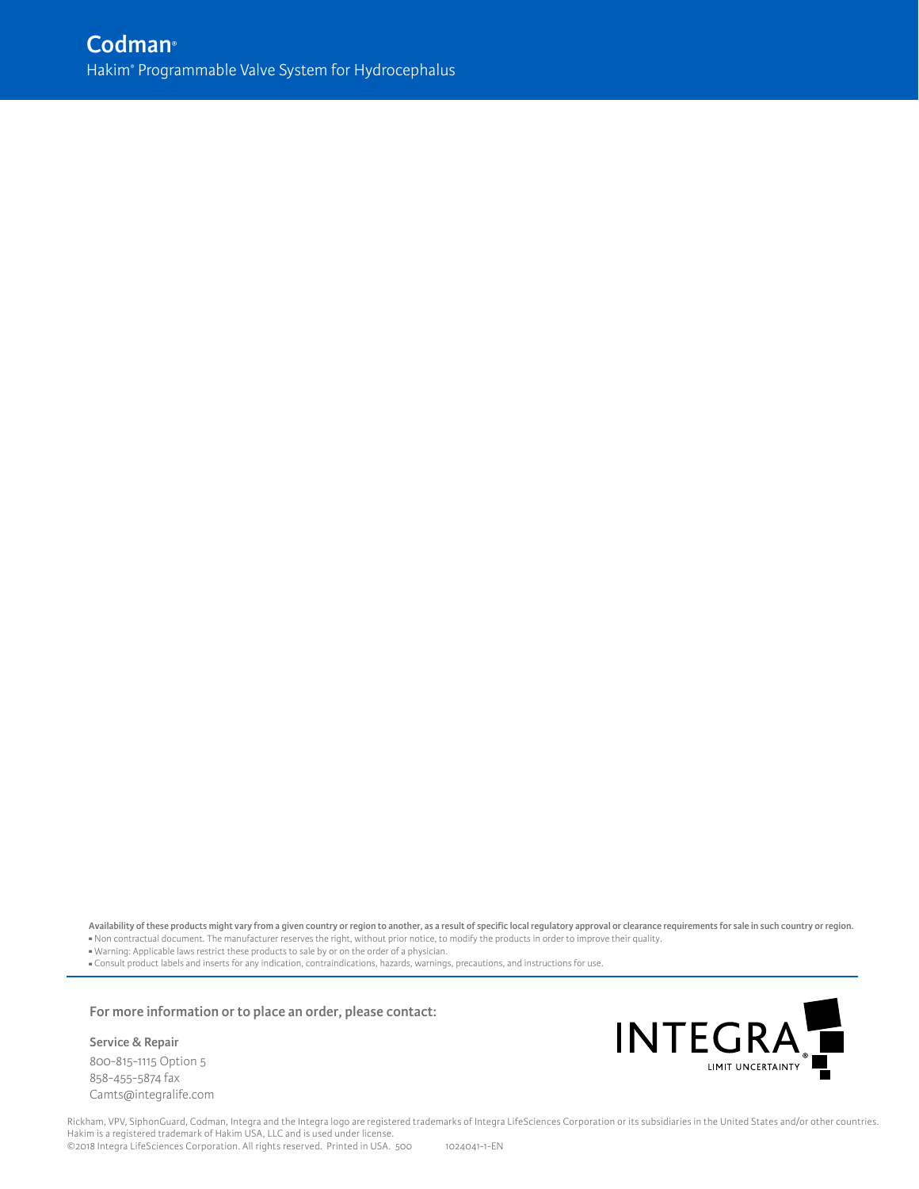# Codman®

Hakim® Programmable Valve System for Hydrocephalus

**Availability of these products might vary from a given country or region to another, as a result of specific local regulatory approval or clearance requirements for sale in such country or region.**

- Non contractual document. The manufacturer reserves the right, without prior notice, to modify the products in order to improve their quality.
- Warning: Applicable laws restrict these products to sale by or on the order of a physician.
- Consult product labels and inserts for any indication, contraindications, hazards, warnings, precautions, and instructions for use.

**For more information or to place an order, please contact:**

**Service & Repair**
800-815-1115 Option 5
858-455-5874 fax
Camts@integralife.com

INTEGRA® LIMIT UNCERTAINTY

Rickham, VPV, SiphonGuard, Codman, Integra and the Integra logo are registered trademarks of Integra LifeSciences Corporation or its subsidiaries in the United States and/or other countries. Hakim is a registered trademark of Hakim USA, LLC and is used under license.
©2018 Integra LifeSciences Corporation. All rights reserved. Printed in USA. 500 1024041-1-EN